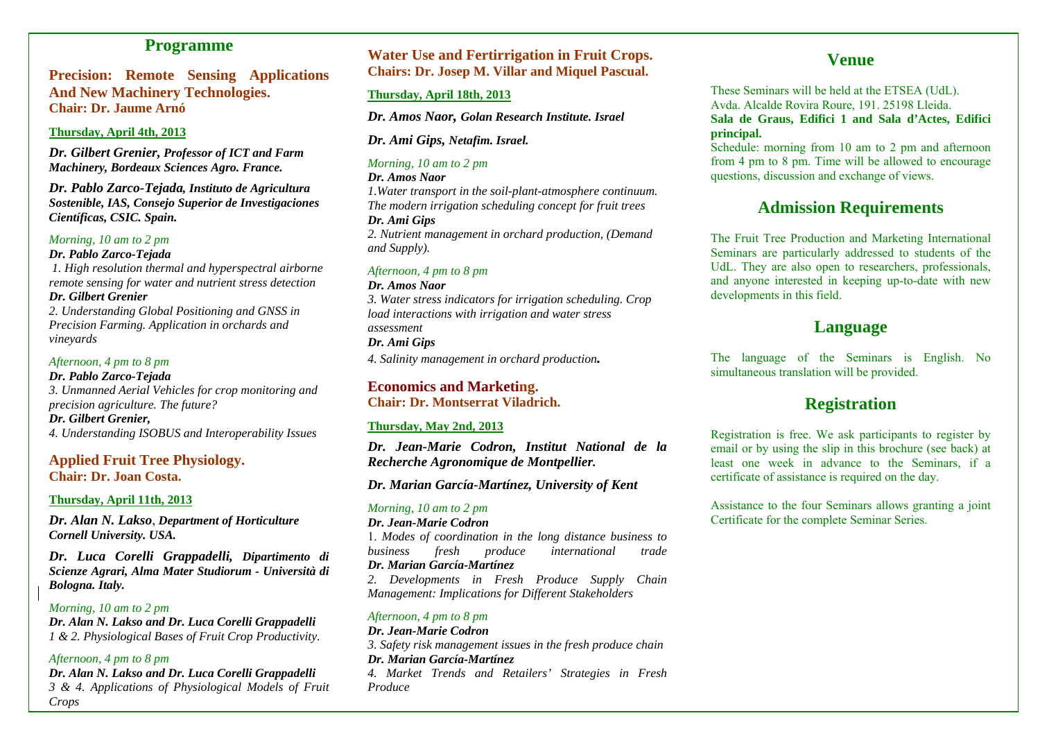## Programme

### Precision: Remote Sensing Applications And New Machinery Technologies.
**Chair: Dr. Jaume Arnó**

**Thursday, April 4th, 2013**

***Dr. Gilbert Grenier,*** ***Professor of ICT and Farm Machinery, Bordeaux Sciences Agro. France.***

***Dr. Pablo Zarco-Tejada,*** ***Instituto de Agricultura Sostenible, IAS, Consejo Superior de Investigaciones Científicas, CSIC. Spain.***

*Morning, 10 am to 2 pm*
***Dr. Pablo Zarco-Tejada***
*1. High resolution thermal and hyperspectral airborne remote sensing for water and nutrient stress detection*
***Dr. Gilbert Grenier***
*2. Understanding Global Positioning and GNSS in Precision Farming. Application in orchards and vineyards*

*Afternoon, 4 pm to 8 pm*
***Dr. Pablo Zarco-Tejada***
*3. Unmanned Aerial Vehicles for crop monitoring and precision agriculture. The future?*
***Dr. Gilbert Grenier,***
*4. Understanding ISOBUS and Interoperability Issues*

### Applied Fruit Tree Physiology.
**Chair: Dr. Joan Costa.**

**Thursday, April 11th, 2013**

***Dr. Alan N. Lakso***, ***Department of Horticulture Cornell University. USA.***

***Dr. Luca Corelli Grappadelli,*** ***Dipartimento di Scienze Agrari, Alma Mater Studiorum - Università di Bologna. Italy.***

*Morning, 10 am to 2 pm*
***Dr. Alan N. Lakso and Dr. Luca Corelli Grappadelli***
*1 & 2. Physiological Bases of Fruit Crop Productivity.*

*Afternoon, 4 pm to 8 pm*
***Dr. Alan N. Lakso and Dr. Luca Corelli Grappadelli***
*3 & 4. Applications of Physiological Models of Fruit Crops*

### Water Use and Fertirrigation in Fruit Crops.
**Chairs: Dr. Josep M. Villar and Miquel Pascual.**

**Thursday, April 18th, 2013**

***Dr. Amos Naor,*** ***Golan Research Institute. Israel***

***Dr. Ami Gips,*** ***Netafim. Israel.***

*Morning, 10 am to 2 pm*
***Dr. Amos Naor***
*1.Water transport in the soil-plant-atmosphere continuum. The modern irrigation scheduling concept for fruit trees*
***Dr. Ami Gips***
*2. Nutrient management in orchard production, (Demand and Supply).*

*Afternoon, 4 pm to 8 pm*
***Dr. Amos Naor***
*3. Water stress indicators for irrigation scheduling. Crop load interactions with irrigation and water stress assessment*
***Dr. Ami Gips***
*4. Salinity management in orchard production.*

### Economics and Marketing.
**Chair: Dr. Montserrat Viladrich.**

**Thursday, May 2nd, 2013**

***Dr. Jean-Marie Codron, Institut National de la Recherche Agronomique de Montpellier.***

***Dr. Marian García-Martínez, University of Kent***

*Morning, 10 am to 2 pm*
***Dr. Jean-Marie Codron***
1. *Modes of coordination in the long distance business to business fresh produce international trade*
***Dr. Marian García-Martínez***
*2. Developments in Fresh Produce Supply Chain Management: Implications for Different Stakeholders*

*Afternoon, 4 pm to 8 pm*
***Dr. Jean-Marie Codron***
*3. Safety risk management issues in the fresh produce chain*
***Dr. Marian García-Martínez***
*4. Market Trends and Retailers' Strategies in Fresh Produce*

## Venue

These Seminars will be held at the ETSEA (UdL).
Avda. Alcalde Rovira Roure, 191. 25198 Lleida.
**Sala de Graus, Edifici 1 and Sala d'Actes, Edifici principal.**
Schedule: morning from 10 am to 2 pm and afternoon from 4 pm to 8 pm. Time will be allowed to encourage questions, discussion and exchange of views.

## Admission Requirements

The Fruit Tree Production and Marketing International Seminars are particularly addressed to students of the UdL. They are also open to researchers, professionals, and anyone interested in keeping up-to-date with new developments in this field.

## Language

The language of the Seminars is English. No simultaneous translation will be provided.

## Registration

Registration is free. We ask participants to register by email or by using the slip in this brochure (see back) at least one week in advance to the Seminars, if a certificate of assistance is required on the day.

Assistance to the four Seminars allows granting a joint Certificate for the complete Seminar Series.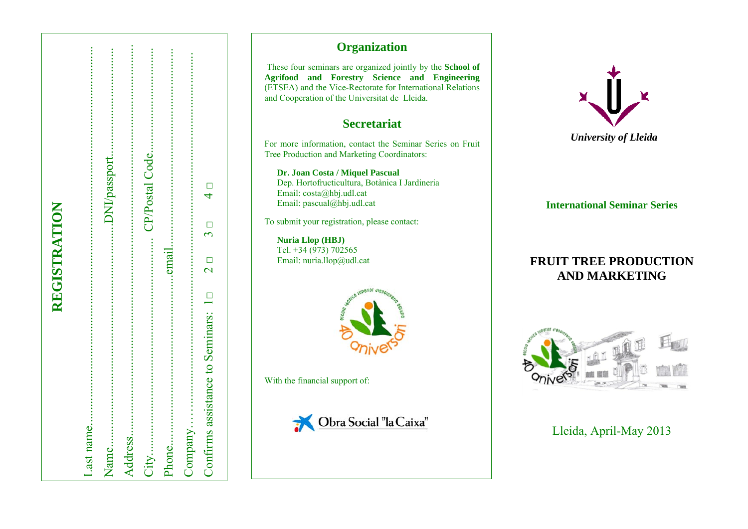# REGISTRATION

Last name......................................................................................

Name..............................................DNI/passport.............................

Address.........................................................................................

City................................................CP/Postal Code..........................

Phone...........................................email.........................................

Company........................................................................................

Confirms assistance to Seminars: 1 □ 2 □ 3 □ 4 □

## Organization

These four seminars are organized jointly by the **School of Agrifood and Forestry Science and Engineering** (ETSEA) and the Vice-Rectorate for International Relations and Cooperation of the Universitat de Lleida.

## Secretariat

For more information, contact the Seminar Series on Fruit Tree Production and Marketing Coordinators:

**Dr. Joan Costa / Miquel Pascual**
Dep. Hortofructicultura, Botànica I Jardineria
Email: costa@hbj.udl.cat
Email: pascual@hbj.udl.cat

To submit your registration, please contact:

**Nuria Llop (HBJ)**
Tel. +34 (973) 702565
Email: nuria.llop@udl.cat

escola tècnica superior d'enginyeria agrària
40 aniversari

With the financial support of:

Obra Social "la Caixa"

*University of Lleida*

**International Seminar Series**

# FRUIT TREE PRODUCTION AND MARKETING

escola tècnica superior d'enginyeria agrària
40 aniversari

Lleida, April-May 2013